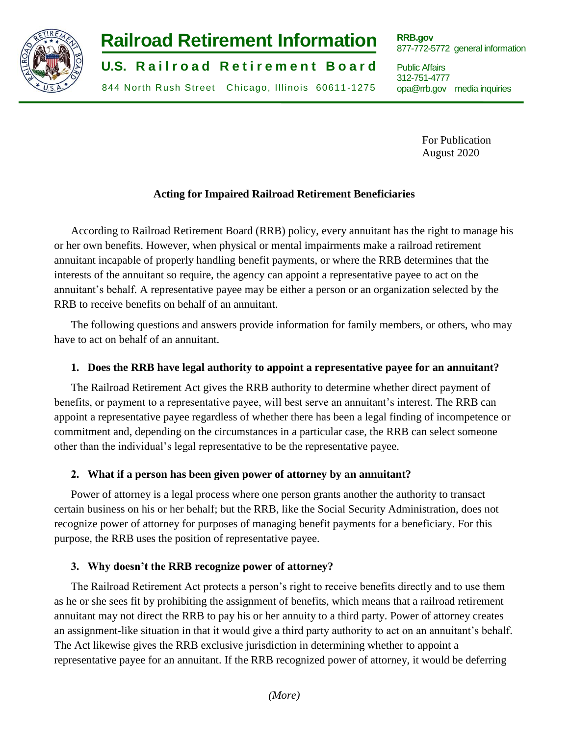# Railroad Retirement Information

**U.S. Railroad Retirement Board**

844 North Rush Street Chicago, Illinois 60611-1275

**RRB.gov**
877-772-5772 general information

Public Affairs
312-751-4777
opa@rrb.gov media inquiries

For Publication
August 2020

## Acting for Impaired Railroad Retirement Beneficiaries

According to Railroad Retirement Board (RRB) policy, every annuitant has the right to manage his or her own benefits. However, when physical or mental impairments make a railroad retirement annuitant incapable of properly handling benefit payments, or where the RRB determines that the interests of the annuitant so require, the agency can appoint a representative payee to act on the annuitant's behalf. A representative payee may be either a person or an organization selected by the RRB to receive benefits on behalf of an annuitant.

The following questions and answers provide information for family members, or others, who may have to act on behalf of an annuitant.

### 1. Does the RRB have legal authority to appoint a representative payee for an annuitant?

The Railroad Retirement Act gives the RRB authority to determine whether direct payment of benefits, or payment to a representative payee, will best serve an annuitant's interest. The RRB can appoint a representative payee regardless of whether there has been a legal finding of incompetence or commitment and, depending on the circumstances in a particular case, the RRB can select someone other than the individual's legal representative to be the representative payee.

### 2. What if a person has been given power of attorney by an annuitant?

Power of attorney is a legal process where one person grants another the authority to transact certain business on his or her behalf; but the RRB, like the Social Security Administration, does not recognize power of attorney for purposes of managing benefit payments for a beneficiary. For this purpose, the RRB uses the position of representative payee.

### 3. Why doesn't the RRB recognize power of attorney?

The Railroad Retirement Act protects a person's right to receive benefits directly and to use them as he or she sees fit by prohibiting the assignment of benefits, which means that a railroad retirement annuitant may not direct the RRB to pay his or her annuity to a third party. Power of attorney creates an assignment-like situation in that it would give a third party authority to act on an annuitant's behalf. The Act likewise gives the RRB exclusive jurisdiction in determining whether to appoint a representative payee for an annuitant. If the RRB recognized power of attorney, it would be deferring

*(More)*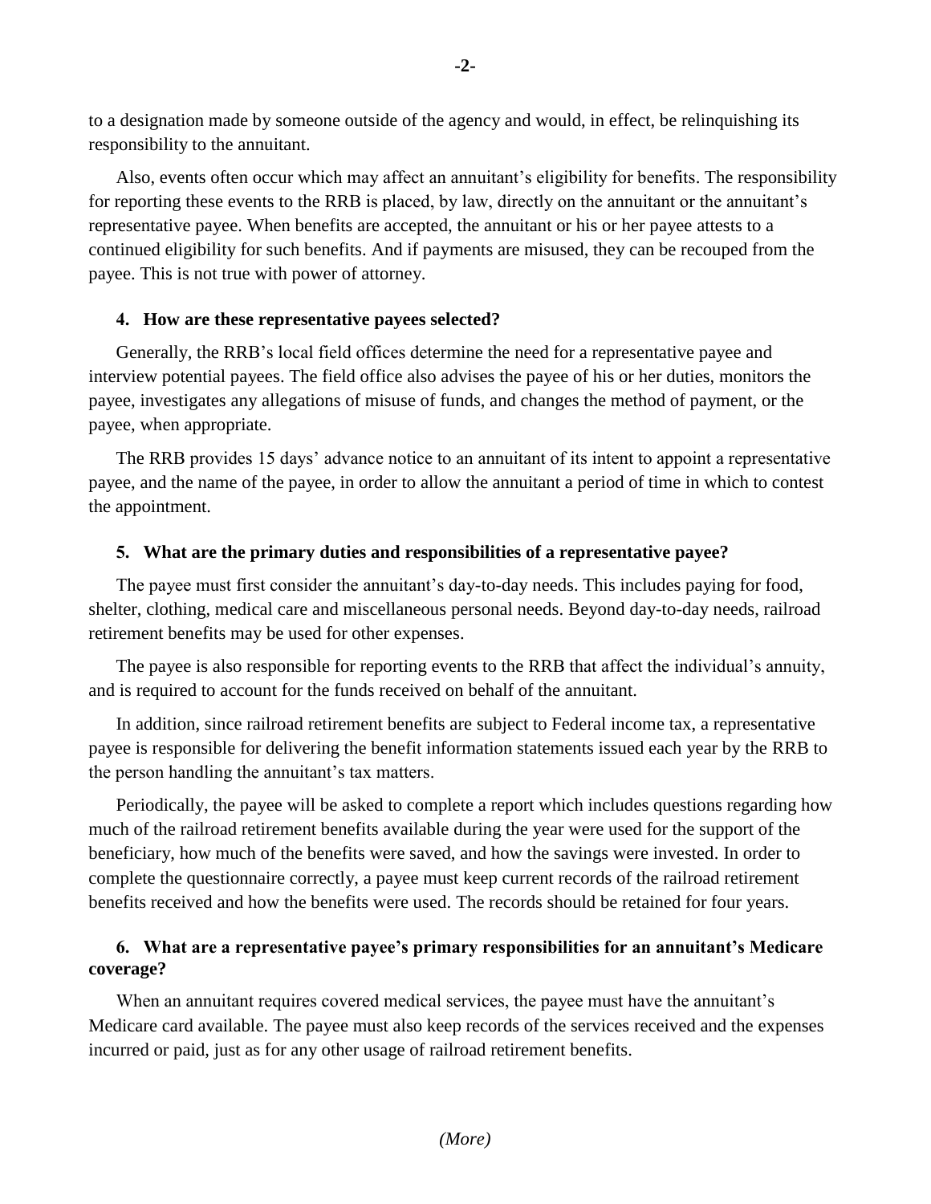to a designation made by someone outside of the agency and would, in effect, be relinquishing its responsibility to the annuitant.

Also, events often occur which may affect an annuitant's eligibility for benefits. The responsibility for reporting these events to the RRB is placed, by law, directly on the annuitant or the annuitant's representative payee. When benefits are accepted, the annuitant or his or her payee attests to a continued eligibility for such benefits. And if payments are misused, they can be recouped from the payee. This is not true with power of attorney.

**4. How are these representative payees selected?**

Generally, the RRB's local field offices determine the need for a representative payee and interview potential payees. The field office also advises the payee of his or her duties, monitors the payee, investigates any allegations of misuse of funds, and changes the method of payment, or the payee, when appropriate.

The RRB provides 15 days' advance notice to an annuitant of its intent to appoint a representative payee, and the name of the payee, in order to allow the annuitant a period of time in which to contest the appointment.

**5. What are the primary duties and responsibilities of a representative payee?**

The payee must first consider the annuitant's day-to-day needs. This includes paying for food, shelter, clothing, medical care and miscellaneous personal needs. Beyond day-to-day needs, railroad retirement benefits may be used for other expenses.

The payee is also responsible for reporting events to the RRB that affect the individual's annuity, and is required to account for the funds received on behalf of the annuitant.

In addition, since railroad retirement benefits are subject to Federal income tax, a representative payee is responsible for delivering the benefit information statements issued each year by the RRB to the person handling the annuitant's tax matters.

Periodically, the payee will be asked to complete a report which includes questions regarding how much of the railroad retirement benefits available during the year were used for the support of the beneficiary, how much of the benefits were saved, and how the savings were invested. In order to complete the questionnaire correctly, a payee must keep current records of the railroad retirement benefits received and how the benefits were used. The records should be retained for four years.

**6. What are a representative payee's primary responsibilities for an annuitant's Medicare coverage?**

When an annuitant requires covered medical services, the payee must have the annuitant's Medicare card available. The payee must also keep records of the services received and the expenses incurred or paid, just as for any other usage of railroad retirement benefits.

*(More)*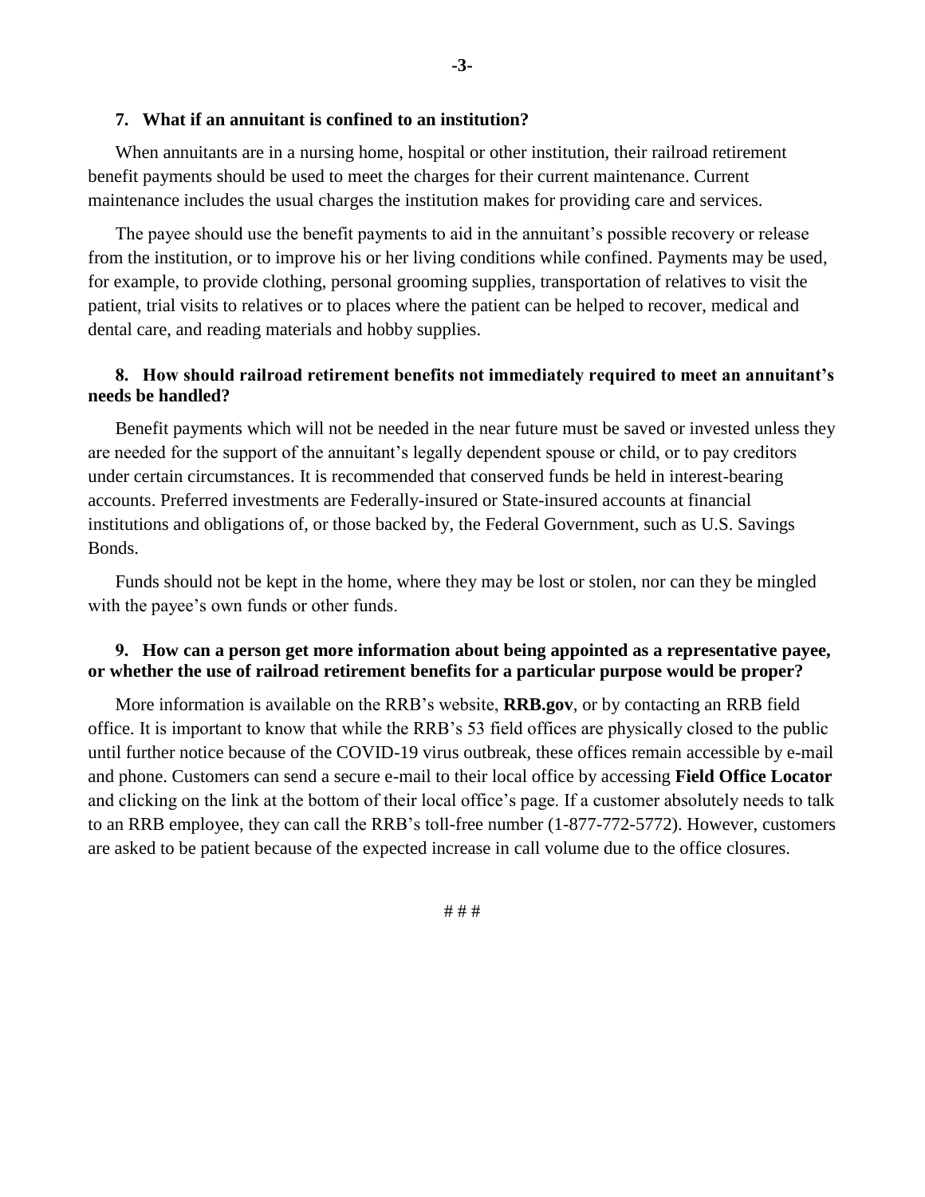**7. What if an annuitant is confined to an institution?**

When annuitants are in a nursing home, hospital or other institution, their railroad retirement benefit payments should be used to meet the charges for their current maintenance. Current maintenance includes the usual charges the institution makes for providing care and services.

The payee should use the benefit payments to aid in the annuitant's possible recovery or release from the institution, or to improve his or her living conditions while confined. Payments may be used, for example, to provide clothing, personal grooming supplies, transportation of relatives to visit the patient, trial visits to relatives or to places where the patient can be helped to recover, medical and dental care, and reading materials and hobby supplies.

**8. How should railroad retirement benefits not immediately required to meet an annuitant's needs be handled?**

Benefit payments which will not be needed in the near future must be saved or invested unless they are needed for the support of the annuitant's legally dependent spouse or child, or to pay creditors under certain circumstances. It is recommended that conserved funds be held in interest-bearing accounts. Preferred investments are Federally-insured or State-insured accounts at financial institutions and obligations of, or those backed by, the Federal Government, such as U.S. Savings Bonds.

Funds should not be kept in the home, where they may be lost or stolen, nor can they be mingled with the payee's own funds or other funds.

**9. How can a person get more information about being appointed as a representative payee, or whether the use of railroad retirement benefits for a particular purpose would be proper?**

More information is available on the RRB's website, **RRB.gov**, or by contacting an RRB field office. It is important to know that while the RRB's 53 field offices are physically closed to the public until further notice because of the COVID-19 virus outbreak, these offices remain accessible by e-mail and phone. Customers can send a secure e-mail to their local office by accessing **Field Office Locator** and clicking on the link at the bottom of their local office's page. If a customer absolutely needs to talk to an RRB employee, they can call the RRB's toll-free number (1-877-772-5772). However, customers are asked to be patient because of the expected increase in call volume due to the office closures.

# # #